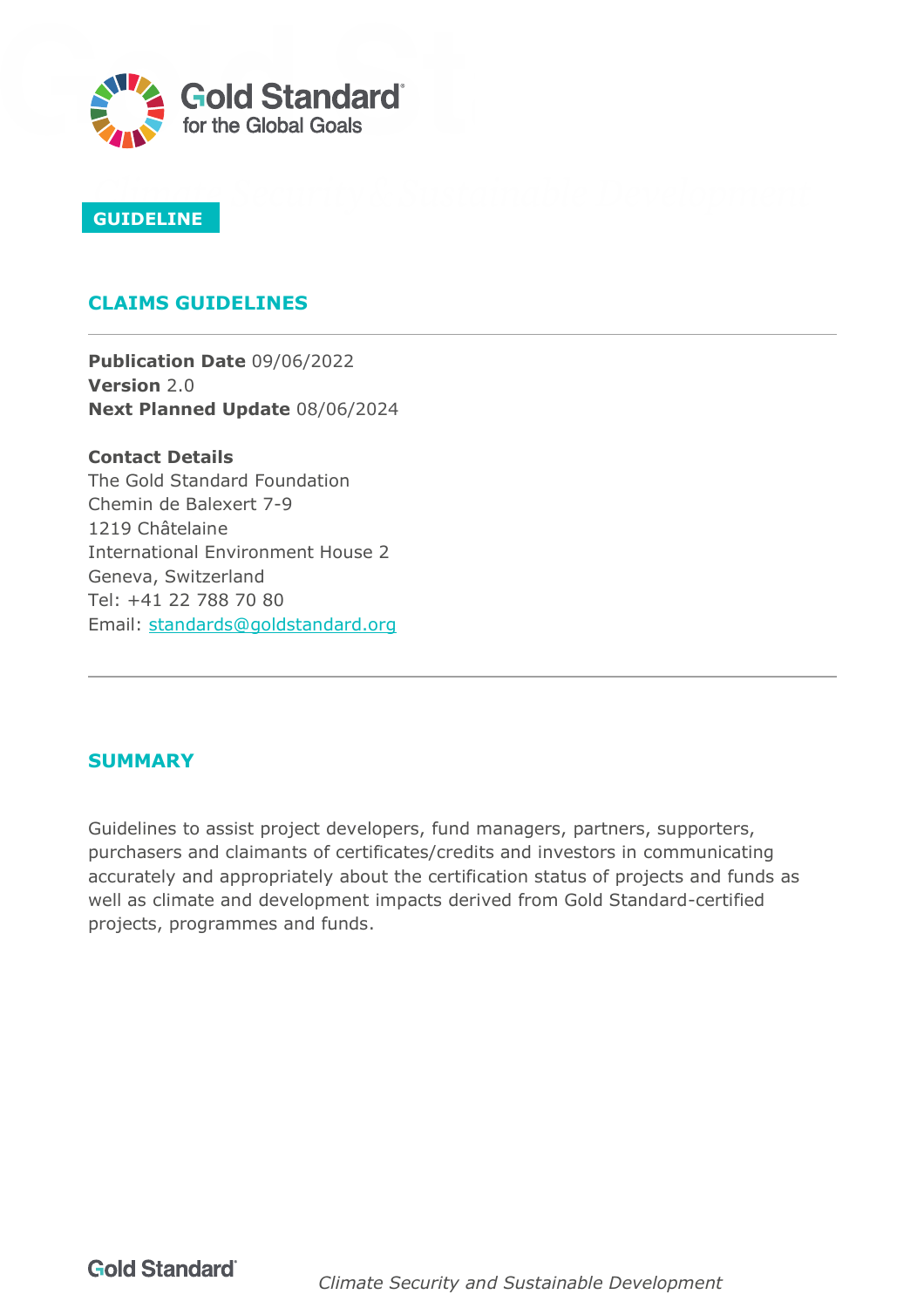Gold Standard
for the Global Goals

GUIDELINE

# CLAIMS GUIDELINES

**Publication Date** 09/06/2022
**Version** 2.0
**Next Planned Update** 08/06/2024

**Contact Details**
The Gold Standard Foundation
Chemin de Balexert 7-9
1219 Châtelaine
International Environment House 2
Geneva, Switzerland
Tel: +41 22 788 70 80
Email: standards@goldstandard.org

## SUMMARY

Guidelines to assist project developers, fund managers, partners, supporters, purchasers and claimants of certificates/credits and investors in communicating accurately and appropriately about the certification status of projects and funds as well as climate and development impacts derived from Gold Standard-certified projects, programmes and funds.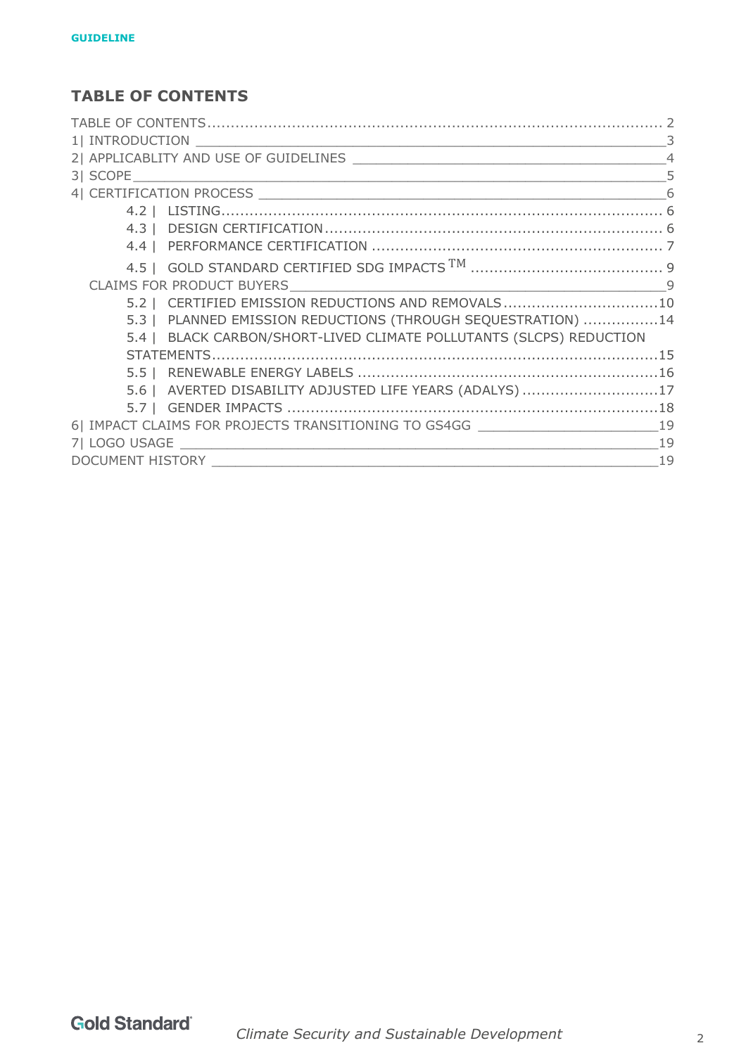## TABLE OF CONTENTS

TABLE OF CONTENTS .......... 2
1| INTRODUCTION .......... 3
2| APPLICABLITY AND USE OF GUIDELINES .......... 4
3| SCOPE .......... 5
4| CERTIFICATION PROCESS .......... 6
- 4.2 | LISTING .......... 6
- 4.3 | DESIGN CERTIFICATION .......... 6
- 4.4 | PERFORMANCE CERTIFICATION .......... 7
- 4.5 | GOLD STANDARD CERTIFIED SDG IMPACTS TM .......... 9

CLAIMS FOR PRODUCT BUYERS .......... 9
- 5.2 | CERTIFIED EMISSION REDUCTIONS AND REMOVALS .......... 10
- 5.3 | PLANNED EMISSION REDUCTIONS (THROUGH SEQUESTRATION) .......... 14
- 5.4 | BLACK CARBON/SHORT-LIVED CLIMATE POLLUTANTS (SLCPS) REDUCTION STATEMENTS .......... 15
- 5.5 | RENEWABLE ENERGY LABELS .......... 16
- 5.6 | AVERTED DISABILITY ADJUSTED LIFE YEARS (ADALYS) .......... 17
- 5.7 | GENDER IMPACTS .......... 18

6| IMPACT CLAIMS FOR PROJECTS TRANSITIONING TO GS4GG .......... 19
7| LOGO USAGE .......... 19
DOCUMENT HISTORY .......... 19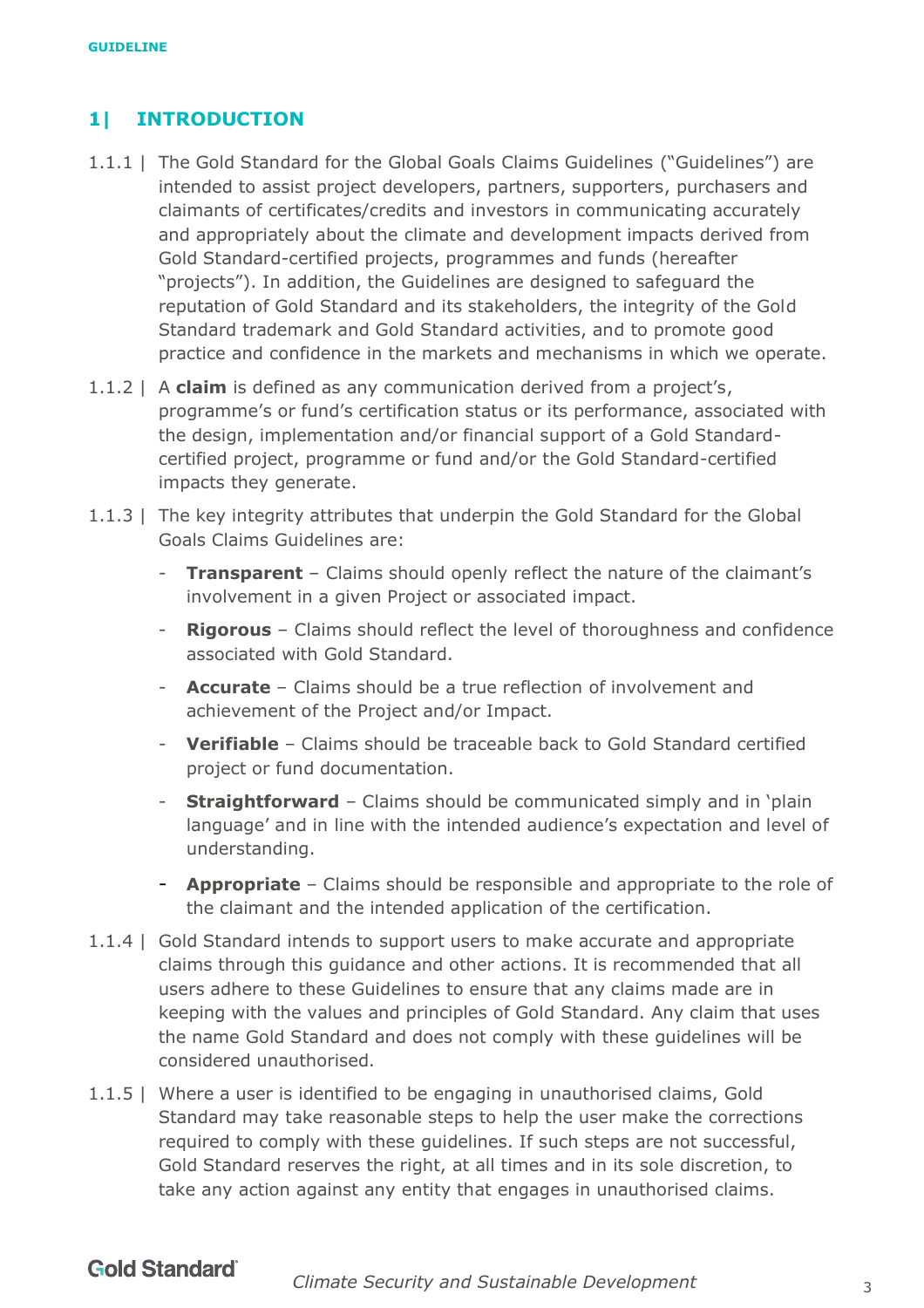## 1| INTRODUCTION

1.1.1 | The Gold Standard for the Global Goals Claims Guidelines ("Guidelines") are intended to assist project developers, partners, supporters, purchasers and claimants of certificates/credits and investors in communicating accurately and appropriately about the climate and development impacts derived from Gold Standard-certified projects, programmes and funds (hereafter "projects"). In addition, the Guidelines are designed to safeguard the reputation of Gold Standard and its stakeholders, the integrity of the Gold Standard trademark and Gold Standard activities, and to promote good practice and confidence in the markets and mechanisms in which we operate.

1.1.2 | A **claim** is defined as any communication derived from a project's, programme's or fund's certification status or its performance, associated with the design, implementation and/or financial support of a Gold Standard-certified project, programme or fund and/or the Gold Standard-certified impacts they generate.

1.1.3 | The key integrity attributes that underpin the Gold Standard for the Global Goals Claims Guidelines are:

- **Transparent** – Claims should openly reflect the nature of the claimant's involvement in a given Project or associated impact.
- **Rigorous** – Claims should reflect the level of thoroughness and confidence associated with Gold Standard.
- **Accurate** – Claims should be a true reflection of involvement and achievement of the Project and/or Impact.
- **Verifiable** – Claims should be traceable back to Gold Standard certified project or fund documentation.
- **Straightforward** – Claims should be communicated simply and in 'plain language' and in line with the intended audience's expectation and level of understanding.
- **Appropriate** – Claims should be responsible and appropriate to the role of the claimant and the intended application of the certification.

1.1.4 | Gold Standard intends to support users to make accurate and appropriate claims through this guidance and other actions. It is recommended that all users adhere to these Guidelines to ensure that any claims made are in keeping with the values and principles of Gold Standard. Any claim that uses the name Gold Standard and does not comply with these guidelines will be considered unauthorised.

1.1.5 | Where a user is identified to be engaging in unauthorised claims, Gold Standard may take reasonable steps to help the user make the corrections required to comply with these guidelines. If such steps are not successful, Gold Standard reserves the right, at all times and in its sole discretion, to take any action against any entity that engages in unauthorised claims.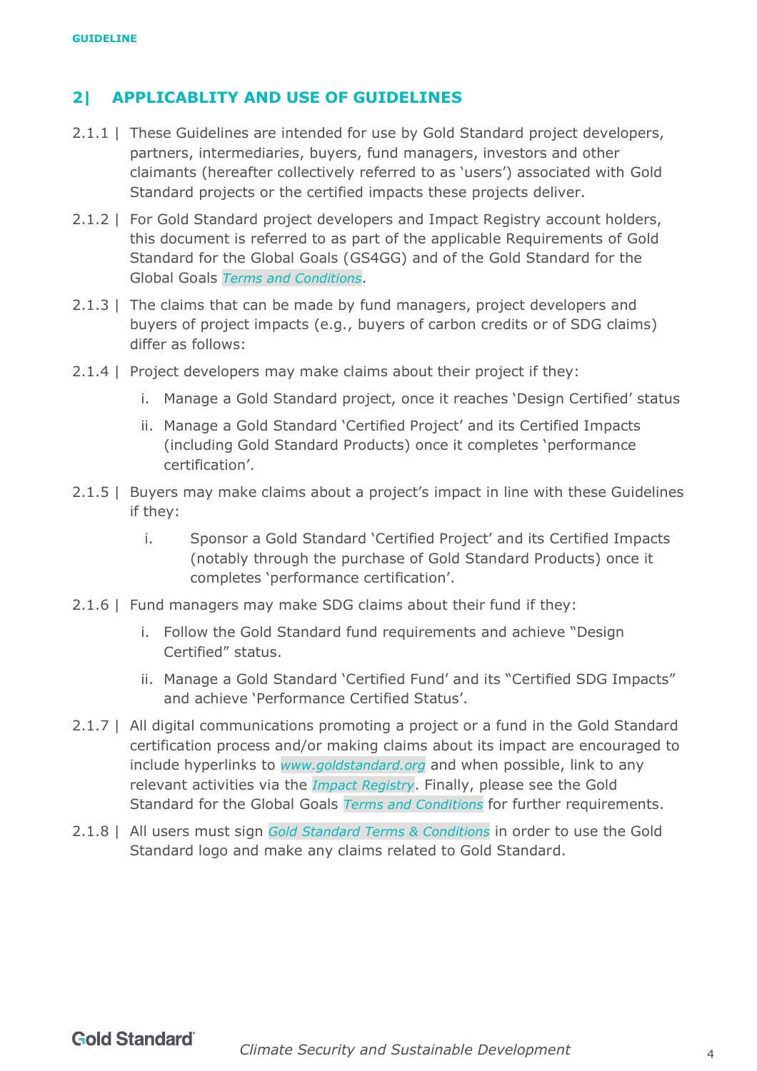## 2| APPLICABLITY AND USE OF GUIDELINES

2.1.1 | These Guidelines are intended for use by Gold Standard project developers, partners, intermediaries, buyers, fund managers, investors and other claimants (hereafter collectively referred to as 'users') associated with Gold Standard projects or the certified impacts these projects deliver.

2.1.2 | For Gold Standard project developers and Impact Registry account holders, this document is referred to as part of the applicable Requirements of Gold Standard for the Global Goals (GS4GG) and of the Gold Standard for the Global Goals *Terms and Conditions*.

2.1.3 | The claims that can be made by fund managers, project developers and buyers of project impacts (e.g., buyers of carbon credits or of SDG claims) differ as follows:

2.1.4 | Project developers may make claims about their project if they:

- i. Manage a Gold Standard project, once it reaches 'Design Certified' status
- ii. Manage a Gold Standard 'Certified Project' and its Certified Impacts (including Gold Standard Products) once it completes 'performance certification'.

2.1.5 | Buyers may make claims about a project's impact in line with these Guidelines if they:

- i. Sponsor a Gold Standard 'Certified Project' and its Certified Impacts (notably through the purchase of Gold Standard Products) once it completes 'performance certification'.

2.1.6 | Fund managers may make SDG claims about their fund if they:

- i. Follow the Gold Standard fund requirements and achieve "Design Certified" status.
- ii. Manage a Gold Standard 'Certified Fund' and its "Certified SDG Impacts" and achieve 'Performance Certified Status'.

2.1.7 | All digital communications promoting a project or a fund in the Gold Standard certification process and/or making claims about its impact are encouraged to include hyperlinks to *www.goldstandard.org* and when possible, link to any relevant activities via the *Impact Registry*. Finally, please see the Gold Standard for the Global Goals *Terms and Conditions* for further requirements.

2.1.8 | All users must sign *Gold Standard Terms & Conditions* in order to use the Gold Standard logo and make any claims related to Gold Standard.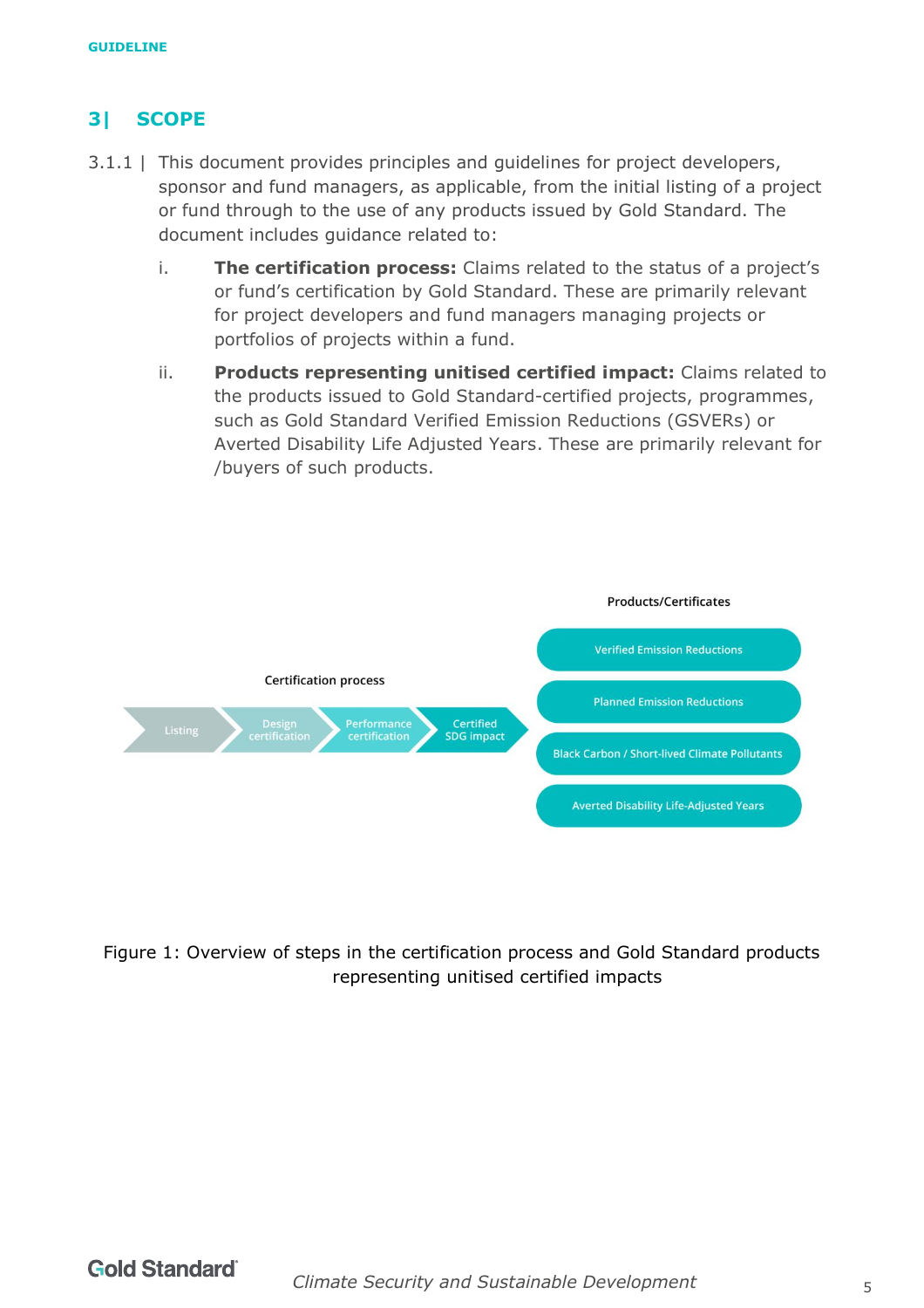## 3| SCOPE

3.1.1 | This document provides principles and guidelines for project developers, sponsor and fund managers, as applicable, from the initial listing of a project or fund through to the use of any products issued by Gold Standard. The document includes guidance related to:

i. **The certification process:** Claims related to the status of a project's or fund's certification by Gold Standard. These are primarily relevant for project developers and fund managers managing projects or portfolios of projects within a fund.

ii. **Products representing unitised certified impact:** Claims related to the products issued to Gold Standard-certified projects, programmes, such as Gold Standard Verified Emission Reductions (GSVERs) or Averted Disability Life Adjusted Years. These are primarily relevant for /buyers of such products.

Certification process: Listing → Design certification → Performance certification → Certified SDG impact

Products/Certificates:
- Verified Emission Reductions
- Planned Emission Reductions
- Black Carbon / Short-lived Climate Pollutants
- Averted Disability Life-Adjusted Years

Figure 1: Overview of steps in the certification process and Gold Standard products representing unitised certified impacts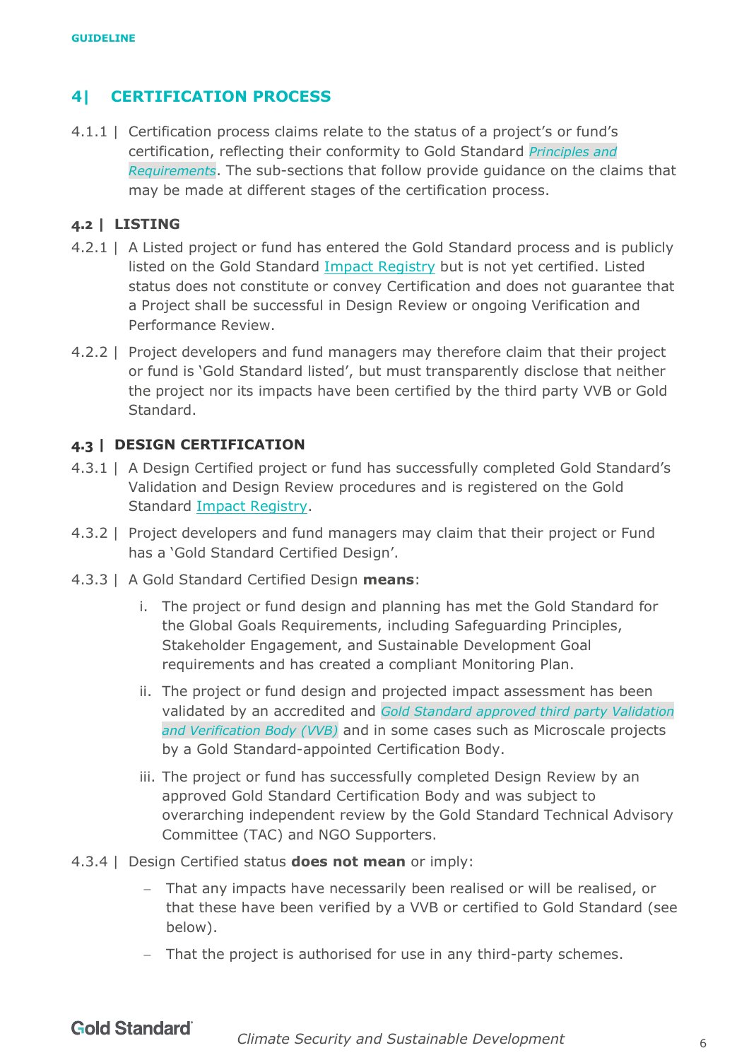## 4| CERTIFICATION PROCESS

4.1.1 | Certification process claims relate to the status of a project's or fund's certification, reflecting their conformity to Gold Standard *Principles and Requirements*. The sub-sections that follow provide guidance on the claims that may be made at different stages of the certification process.

### 4.2 | LISTING

4.2.1 | A Listed project or fund has entered the Gold Standard process and is publicly listed on the Gold Standard Impact Registry but is not yet certified. Listed status does not constitute or convey Certification and does not guarantee that a Project shall be successful in Design Review or ongoing Verification and Performance Review.

4.2.2 | Project developers and fund managers may therefore claim that their project or fund is 'Gold Standard listed', but must transparently disclose that neither the project nor its impacts have been certified by the third party VVB or Gold Standard.

### 4.3 | DESIGN CERTIFICATION

4.3.1 | A Design Certified project or fund has successfully completed Gold Standard's Validation and Design Review procedures and is registered on the Gold Standard Impact Registry.

4.3.2 | Project developers and fund managers may claim that their project or Fund has a 'Gold Standard Certified Design'.

4.3.3 | A Gold Standard Certified Design **means**:

i. The project or fund design and planning has met the Gold Standard for the Global Goals Requirements, including Safeguarding Principles, Stakeholder Engagement, and Sustainable Development Goal requirements and has created a compliant Monitoring Plan.

ii. The project or fund design and projected impact assessment has been validated by an accredited and *Gold Standard approved third party Validation and Verification Body (VVB)* and in some cases such as Microscale projects by a Gold Standard-appointed Certification Body.

iii. The project or fund has successfully completed Design Review by an approved Gold Standard Certification Body and was subject to overarching independent review by the Gold Standard Technical Advisory Committee (TAC) and NGO Supporters.

4.3.4 | Design Certified status **does not mean** or imply:

- That any impacts have necessarily been realised or will be realised, or that these have been verified by a VVB or certified to Gold Standard (see below).
- That the project is authorised for use in any third-party schemes.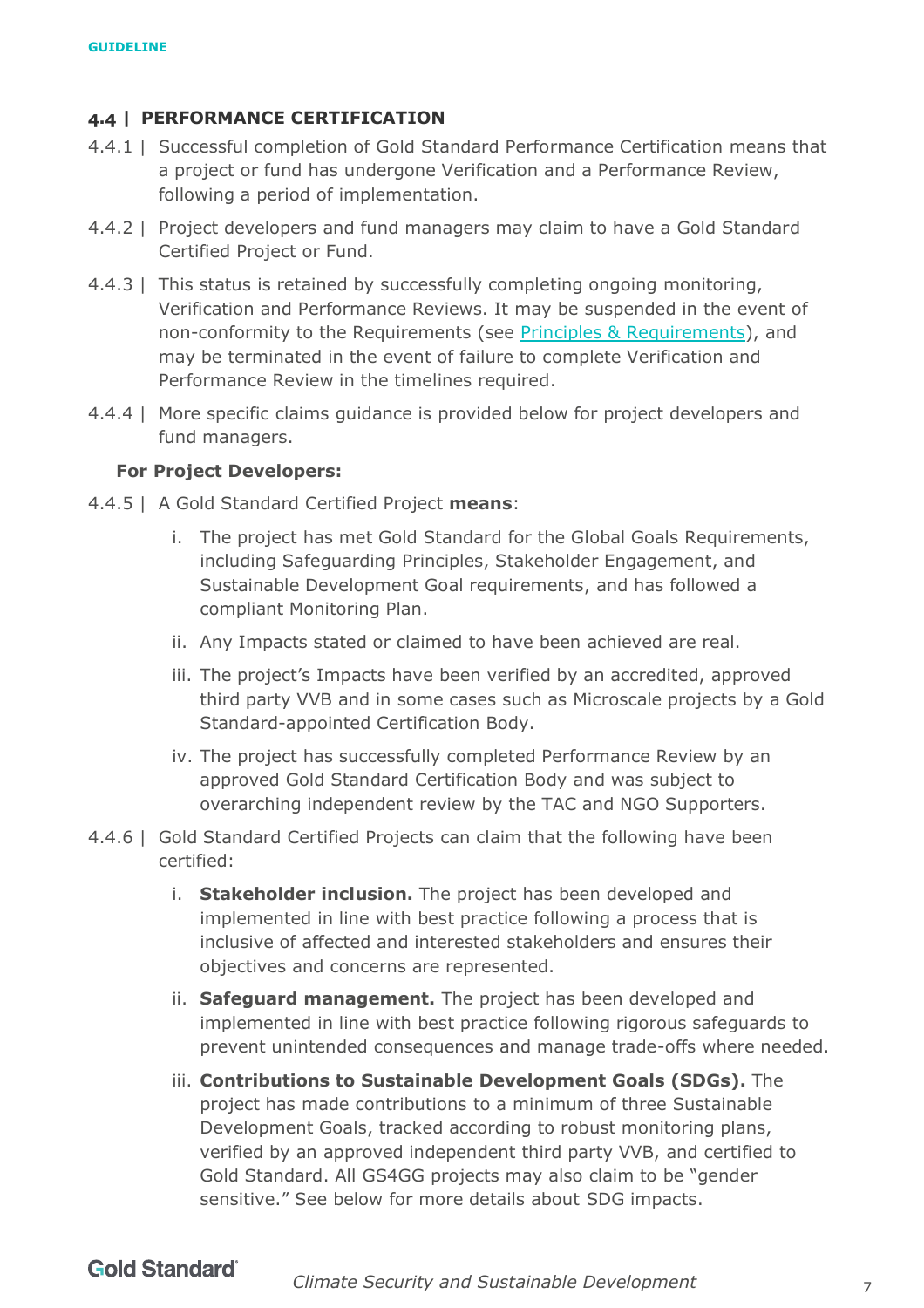## 4.4 | PERFORMANCE CERTIFICATION

4.4.1 | Successful completion of Gold Standard Performance Certification means that a project or fund has undergone Verification and a Performance Review, following a period of implementation.

4.4.2 | Project developers and fund managers may claim to have a Gold Standard Certified Project or Fund.

4.4.3 | This status is retained by successfully completing ongoing monitoring, Verification and Performance Reviews. It may be suspended in the event of non-conformity to the Requirements (see Principles & Requirements), and may be terminated in the event of failure to complete Verification and Performance Review in the timelines required.

4.4.4 | More specific claims guidance is provided below for project developers and fund managers.

**For Project Developers:**

4.4.5 | A Gold Standard Certified Project **means**:

i. The project has met Gold Standard for the Global Goals Requirements, including Safeguarding Principles, Stakeholder Engagement, and Sustainable Development Goal requirements, and has followed a compliant Monitoring Plan.

ii. Any Impacts stated or claimed to have been achieved are real.

iii. The project's Impacts have been verified by an accredited, approved third party VVB and in some cases such as Microscale projects by a Gold Standard-appointed Certification Body.

iv. The project has successfully completed Performance Review by an approved Gold Standard Certification Body and was subject to overarching independent review by the TAC and NGO Supporters.

4.4.6 | Gold Standard Certified Projects can claim that the following have been certified:

i. **Stakeholder inclusion.** The project has been developed and implemented in line with best practice following a process that is inclusive of affected and interested stakeholders and ensures their objectives and concerns are represented.

ii. **Safeguard management.** The project has been developed and implemented in line with best practice following rigorous safeguards to prevent unintended consequences and manage trade-offs where needed.

iii. **Contributions to Sustainable Development Goals (SDGs).** The project has made contributions to a minimum of three Sustainable Development Goals, tracked according to robust monitoring plans, verified by an approved independent third party VVB, and certified to Gold Standard. All GS4GG projects may also claim to be "gender sensitive." See below for more details about SDG impacts.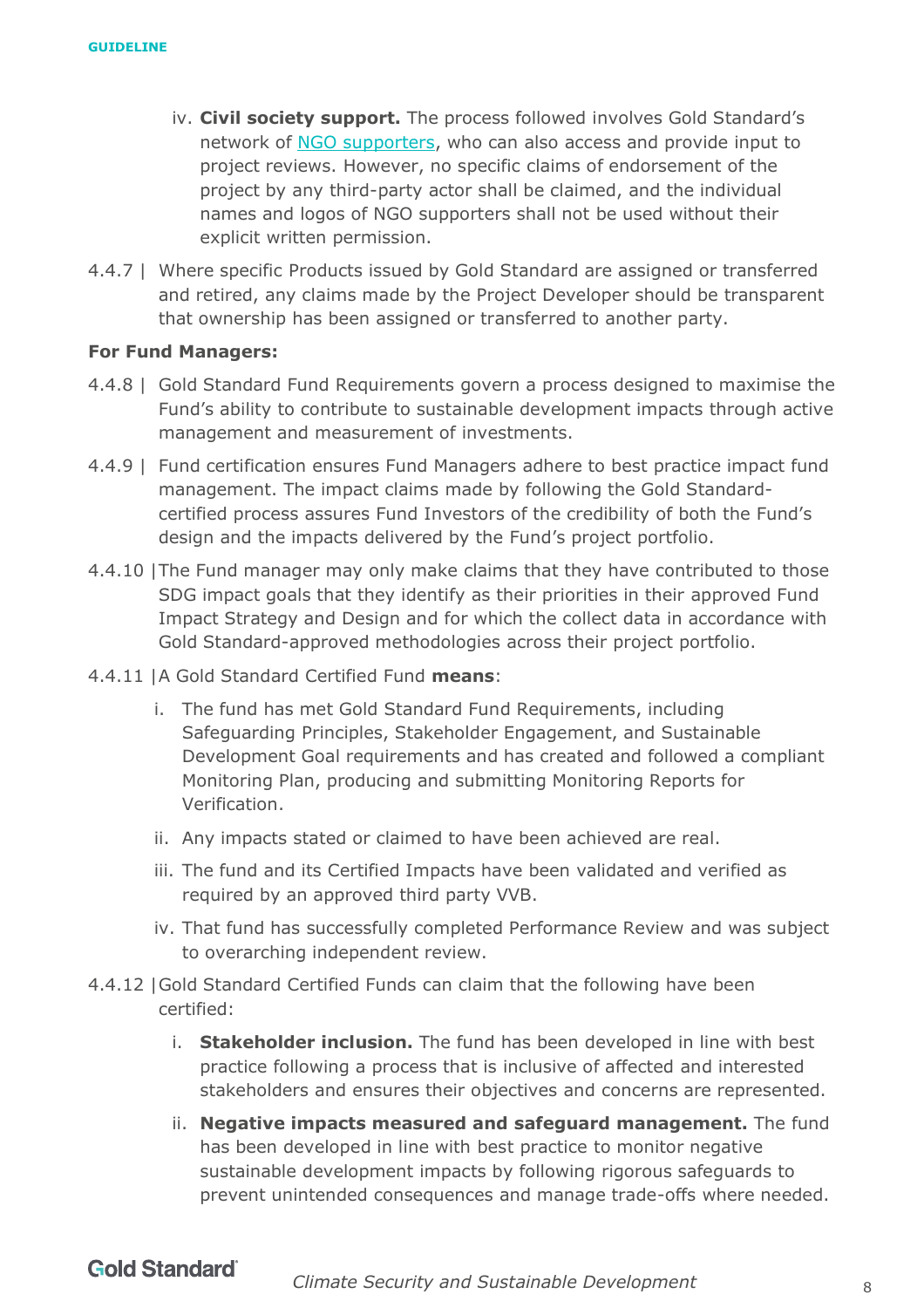iv. **Civil society support.** The process followed involves Gold Standard's network of [NGO supporters](), who can also access and provide input to project reviews. However, no specific claims of endorsement of the project by any third-party actor shall be claimed, and the individual names and logos of NGO supporters shall not be used without their explicit written permission.

4.4.7 | Where specific Products issued by Gold Standard are assigned or transferred and retired, any claims made by the Project Developer should be transparent that ownership has been assigned or transferred to another party.

**For Fund Managers:**

4.4.8 | Gold Standard Fund Requirements govern a process designed to maximise the Fund's ability to contribute to sustainable development impacts through active management and measurement of investments.

4.4.9 | Fund certification ensures Fund Managers adhere to best practice impact fund management. The impact claims made by following the Gold Standard-certified process assures Fund Investors of the credibility of both the Fund's design and the impacts delivered by the Fund's project portfolio.

4.4.10 |The Fund manager may only make claims that they have contributed to those SDG impact goals that they identify as their priorities in their approved Fund Impact Strategy and Design and for which the collect data in accordance with Gold Standard-approved methodologies across their project portfolio.

4.4.11 |A Gold Standard Certified Fund **means**:

i. The fund has met Gold Standard Fund Requirements, including Safeguarding Principles, Stakeholder Engagement, and Sustainable Development Goal requirements and has created and followed a compliant Monitoring Plan, producing and submitting Monitoring Reports for Verification.

ii. Any impacts stated or claimed to have been achieved are real.

iii. The fund and its Certified Impacts have been validated and verified as required by an approved third party VVB.

iv. That fund has successfully completed Performance Review and was subject to overarching independent review.

4.4.12 |Gold Standard Certified Funds can claim that the following have been certified:

i. **Stakeholder inclusion.** The fund has been developed in line with best practice following a process that is inclusive of affected and interested stakeholders and ensures their objectives and concerns are represented.

ii. **Negative impacts measured and safeguard management.** The fund has been developed in line with best practice to monitor negative sustainable development impacts by following rigorous safeguards to prevent unintended consequences and manage trade-offs where needed.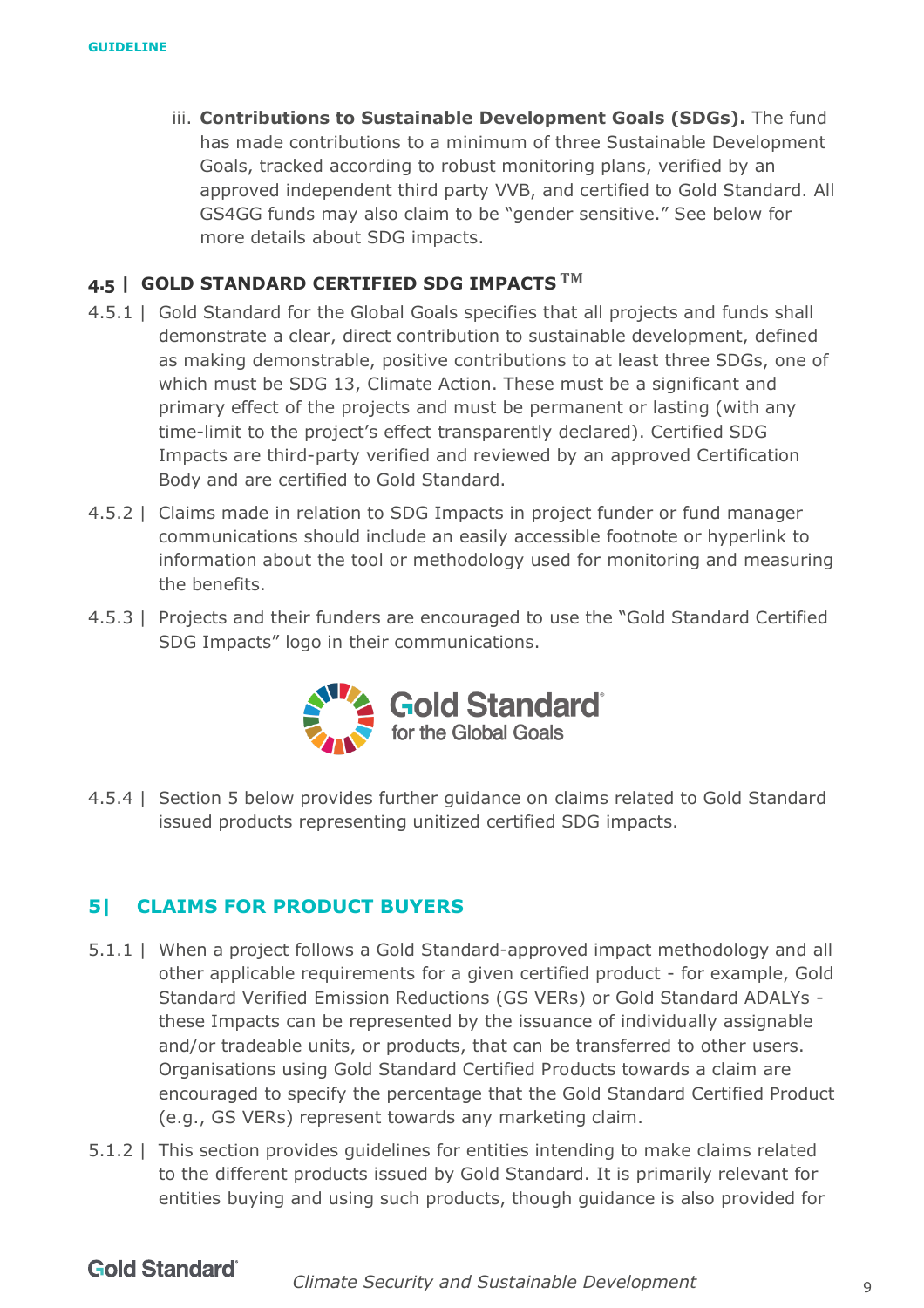iii. **Contributions to Sustainable Development Goals (SDGs).** The fund has made contributions to a minimum of three Sustainable Development Goals, tracked according to robust monitoring plans, verified by an approved independent third party VVB, and certified to Gold Standard. All GS4GG funds may also claim to be "gender sensitive." See below for more details about SDG impacts.

### 4.5 | GOLD STANDARD CERTIFIED SDG IMPACTS ™

4.5.1 | Gold Standard for the Global Goals specifies that all projects and funds shall demonstrate a clear, direct contribution to sustainable development, defined as making demonstrable, positive contributions to at least three SDGs, one of which must be SDG 13, Climate Action. These must be a significant and primary effect of the projects and must be permanent or lasting (with any time-limit to the project's effect transparently declared). Certified SDG Impacts are third-party verified and reviewed by an approved Certification Body and are certified to Gold Standard.

4.5.2 | Claims made in relation to SDG Impacts in project funder or fund manager communications should include an easily accessible footnote or hyperlink to information about the tool or methodology used for monitoring and measuring the benefits.

4.5.3 | Projects and their funders are encouraged to use the "Gold Standard Certified SDG Impacts" logo in their communications.

Gold Standard for the Global Goals

4.5.4 | Section 5 below provides further guidance on claims related to Gold Standard issued products representing unitized certified SDG impacts.

## 5| CLAIMS FOR PRODUCT BUYERS

5.1.1 | When a project follows a Gold Standard-approved impact methodology and all other applicable requirements for a given certified product - for example, Gold Standard Verified Emission Reductions (GS VERs) or Gold Standard ADALYs - these Impacts can be represented by the issuance of individually assignable and/or tradeable units, or products, that can be transferred to other users. Organisations using Gold Standard Certified Products towards a claim are encouraged to specify the percentage that the Gold Standard Certified Product (e.g., GS VERs) represent towards any marketing claim.

5.1.2 | This section provides guidelines for entities intending to make claims related to the different products issued by Gold Standard. It is primarily relevant for entities buying and using such products, though guidance is also provided for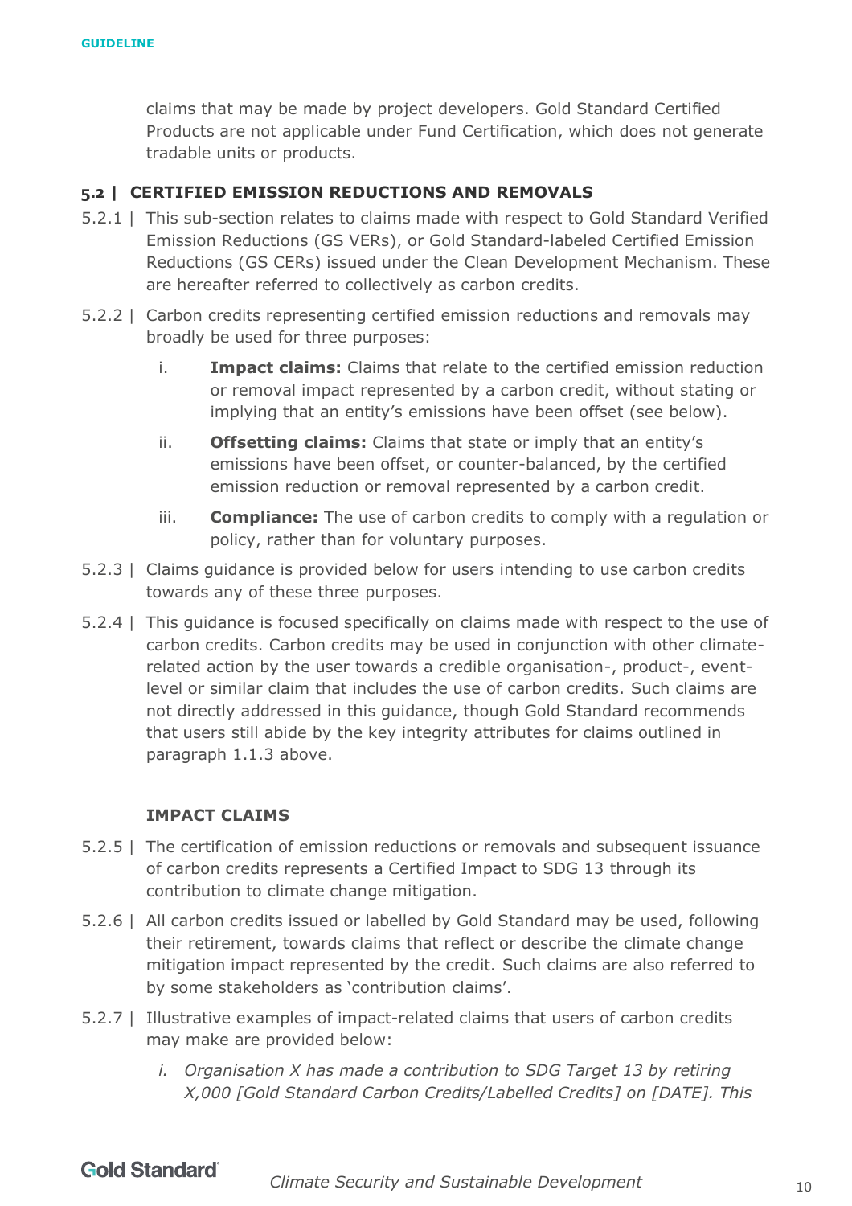claims that may be made by project developers. Gold Standard Certified Products are not applicable under Fund Certification, which does not generate tradable units or products.

## 5.2 | CERTIFIED EMISSION REDUCTIONS AND REMOVALS

5.2.1 | This sub-section relates to claims made with respect to Gold Standard Verified Emission Reductions (GS VERs), or Gold Standard-labeled Certified Emission Reductions (GS CERs) issued under the Clean Development Mechanism. These are hereafter referred to collectively as carbon credits.

5.2.2 | Carbon credits representing certified emission reductions and removals may broadly be used for three purposes:

i. **Impact claims:** Claims that relate to the certified emission reduction or removal impact represented by a carbon credit, without stating or implying that an entity's emissions have been offset (see below).

ii. **Offsetting claims:** Claims that state or imply that an entity's emissions have been offset, or counter-balanced, by the certified emission reduction or removal represented by a carbon credit.

iii. **Compliance:** The use of carbon credits to comply with a regulation or policy, rather than for voluntary purposes.

5.2.3 | Claims guidance is provided below for users intending to use carbon credits towards any of these three purposes.

5.2.4 | This guidance is focused specifically on claims made with respect to the use of carbon credits. Carbon credits may be used in conjunction with other climate-related action by the user towards a credible organisation-, product-, event-level or similar claim that includes the use of carbon credits. Such claims are not directly addressed in this guidance, though Gold Standard recommends that users still abide by the key integrity attributes for claims outlined in paragraph 1.1.3 above.

### IMPACT CLAIMS

5.2.5 | The certification of emission reductions or removals and subsequent issuance of carbon credits represents a Certified Impact to SDG 13 through its contribution to climate change mitigation.

5.2.6 | All carbon credits issued or labelled by Gold Standard may be used, following their retirement, towards claims that reflect or describe the climate change mitigation impact represented by the credit. Such claims are also referred to by some stakeholders as 'contribution claims'.

5.2.7 | Illustrative examples of impact-related claims that users of carbon credits may make are provided below:

*i. Organisation X has made a contribution to SDG Target 13 by retiring X,000 [Gold Standard Carbon Credits/Labelled Credits] on [DATE]. This*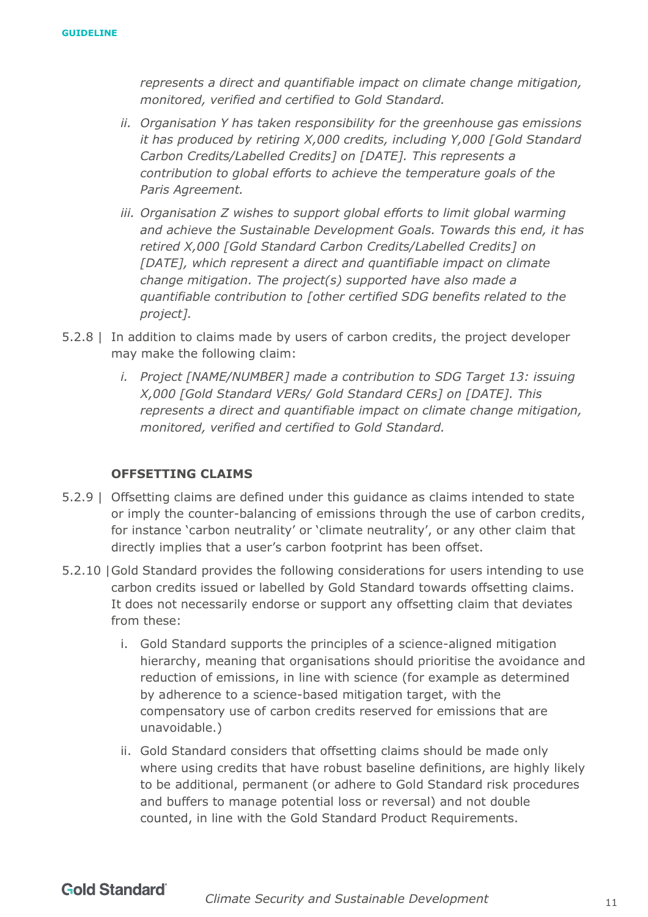*represents a direct and quantifiable impact on climate change mitigation, monitored, verified and certified to Gold Standard.*

ii. *Organisation Y has taken responsibility for the greenhouse gas emissions it has produced by retiring X,000 credits, including Y,000 [Gold Standard Carbon Credits/Labelled Credits] on [DATE]. This represents a contribution to global efforts to achieve the temperature goals of the Paris Agreement.*

iii. *Organisation Z wishes to support global efforts to limit global warming and achieve the Sustainable Development Goals. Towards this end, it has retired X,000 [Gold Standard Carbon Credits/Labelled Credits] on [DATE], which represent a direct and quantifiable impact on climate change mitigation. The project(s) supported have also made a quantifiable contribution to [other certified SDG benefits related to the project].*

5.2.8 | In addition to claims made by users of carbon credits, the project developer may make the following claim:

i. *Project [NAME/NUMBER] made a contribution to SDG Target 13: issuing X,000 [Gold Standard VERs/ Gold Standard CERs] on [DATE]. This represents a direct and quantifiable impact on climate change mitigation, monitored, verified and certified to Gold Standard.*

**OFFSETTING CLAIMS**

5.2.9 | Offsetting claims are defined under this guidance as claims intended to state or imply the counter-balancing of emissions through the use of carbon credits, for instance 'carbon neutrality' or 'climate neutrality', or any other claim that directly implies that a user's carbon footprint has been offset.

5.2.10 | Gold Standard provides the following considerations for users intending to use carbon credits issued or labelled by Gold Standard towards offsetting claims. It does not necessarily endorse or support any offsetting claim that deviates from these:

i. Gold Standard supports the principles of a science-aligned mitigation hierarchy, meaning that organisations should prioritise the avoidance and reduction of emissions, in line with science (for example as determined by adherence to a science-based mitigation target, with the compensatory use of carbon credits reserved for emissions that are unavoidable.)

ii. Gold Standard considers that offsetting claims should be made only where using credits that have robust baseline definitions, are highly likely to be additional, permanent (or adhere to Gold Standard risk procedures and buffers to manage potential loss or reversal) and not double counted, in line with the Gold Standard Product Requirements.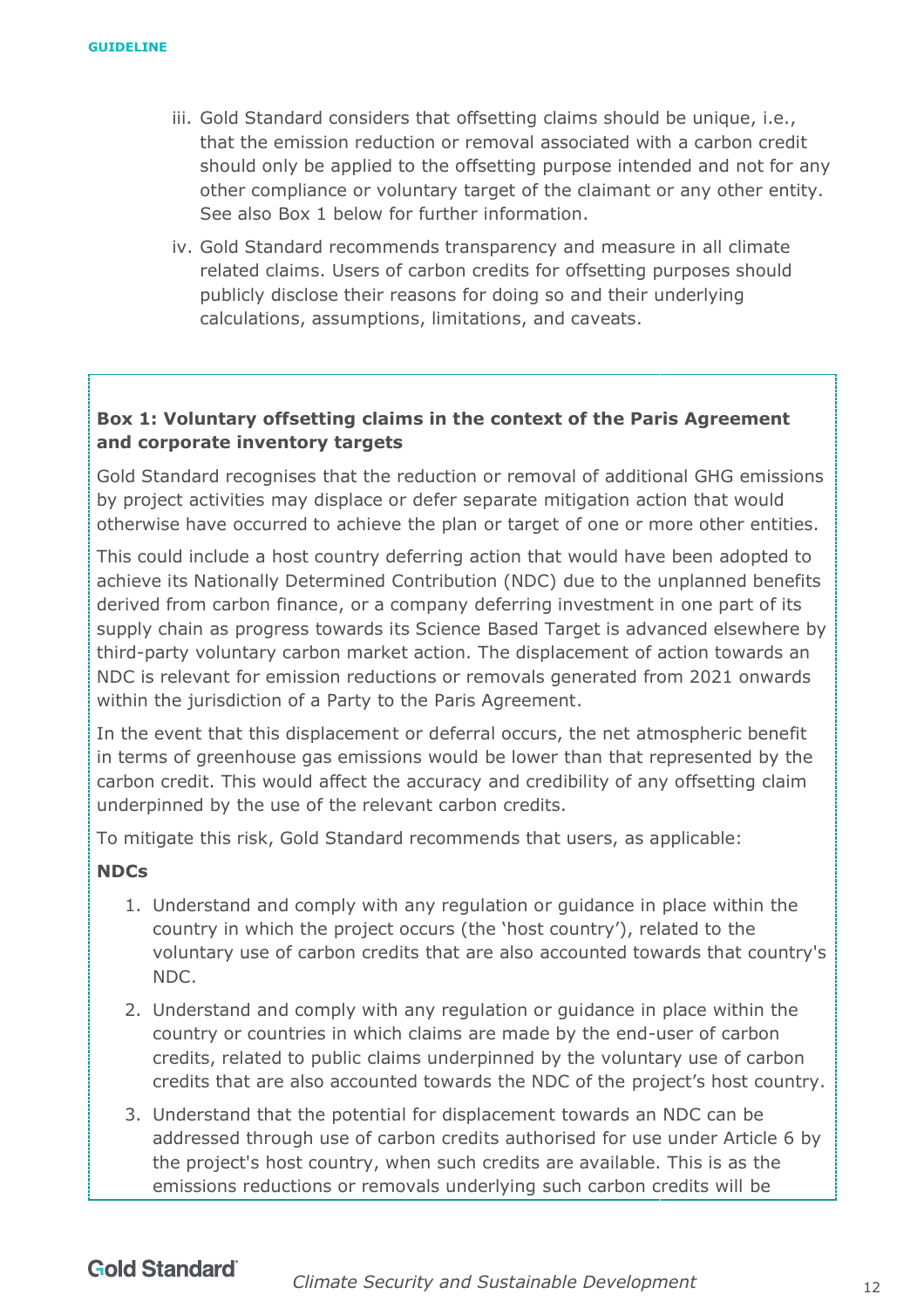iii. Gold Standard considers that offsetting claims should be unique, i.e., that the emission reduction or removal associated with a carbon credit should only be applied to the offsetting purpose intended and not for any other compliance or voluntary target of the claimant or any other entity. See also Box 1 below for further information.

iv. Gold Standard recommends transparency and measure in all climate related claims. Users of carbon credits for offsetting purposes should publicly disclose their reasons for doing so and their underlying calculations, assumptions, limitations, and caveats.

**Box 1: Voluntary offsetting claims in the context of the Paris Agreement and corporate inventory targets**

Gold Standard recognises that the reduction or removal of additional GHG emissions by project activities may displace or defer separate mitigation action that would otherwise have occurred to achieve the plan or target of one or more other entities.

This could include a host country deferring action that would have been adopted to achieve its Nationally Determined Contribution (NDC) due to the unplanned benefits derived from carbon finance, or a company deferring investment in one part of its supply chain as progress towards its Science Based Target is advanced elsewhere by third-party voluntary carbon market action. The displacement of action towards an NDC is relevant for emission reductions or removals generated from 2021 onwards within the jurisdiction of a Party to the Paris Agreement.

In the event that this displacement or deferral occurs, the net atmospheric benefit in terms of greenhouse gas emissions would be lower than that represented by the carbon credit. This would affect the accuracy and credibility of any offsetting claim underpinned by the use of the relevant carbon credits.

To mitigate this risk, Gold Standard recommends that users, as applicable:

**NDCs**

1. Understand and comply with any regulation or guidance in place within the country in which the project occurs (the 'host country'), related to the voluntary use of carbon credits that are also accounted towards that country's NDC.
2. Understand and comply with any regulation or guidance in place within the country or countries in which claims are made by the end-user of carbon credits, related to public claims underpinned by the voluntary use of carbon credits that are also accounted towards the NDC of the project's host country.
3. Understand that the potential for displacement towards an NDC can be addressed through use of carbon credits authorised for use under Article 6 by the project's host country, when such credits are available. This is as the emissions reductions or removals underlying such carbon credits will be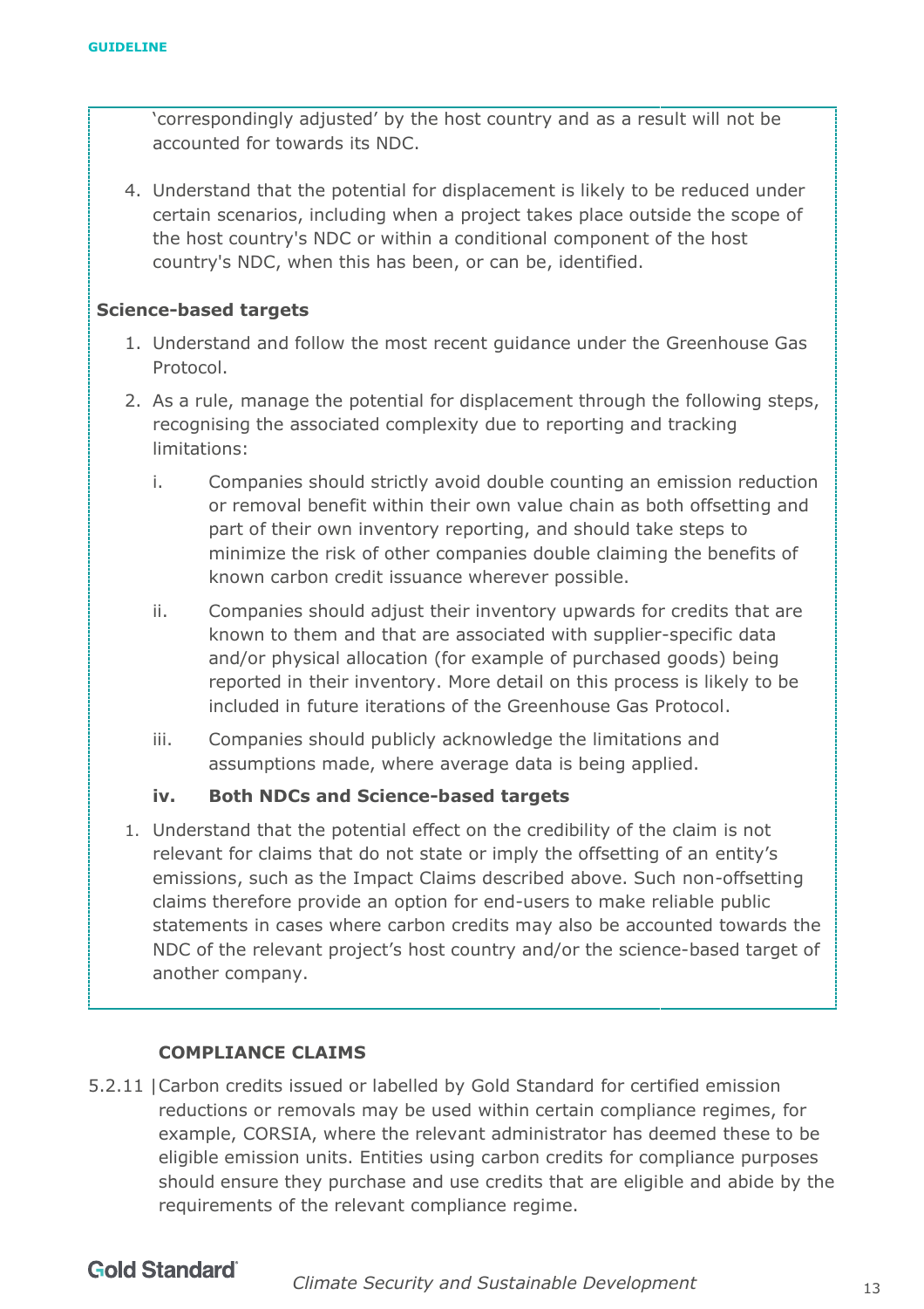'correspondingly adjusted' by the host country and as a result will not be accounted for towards its NDC.

4. Understand that the potential for displacement is likely to be reduced under certain scenarios, including when a project takes place outside the scope of the host country's NDC or within a conditional component of the host country's NDC, when this has been, or can be, identified.

**Science-based targets**

1. Understand and follow the most recent guidance under the Greenhouse Gas Protocol.
2. As a rule, manage the potential for displacement through the following steps, recognising the associated complexity due to reporting and tracking limitations:
   - i. Companies should strictly avoid double counting an emission reduction or removal benefit within their own value chain as both offsetting and part of their own inventory reporting, and should take steps to minimize the risk of other companies double claiming the benefits of known carbon credit issuance wherever possible.
   - ii. Companies should adjust their inventory upwards for credits that are known to them and that are associated with supplier-specific data and/or physical allocation (for example of purchased goods) being reported in their inventory. More detail on this process is likely to be included in future iterations of the Greenhouse Gas Protocol.
   - iii. Companies should publicly acknowledge the limitations and assumptions made, where average data is being applied.
   - **iv. Both NDCs and Science-based targets**

1. Understand that the potential effect on the credibility of the claim is not relevant for claims that do not state or imply the offsetting of an entity's emissions, such as the Impact Claims described above. Such non-offsetting claims therefore provide an option for end-users to make reliable public statements in cases where carbon credits may also be accounted towards the NDC of the relevant project's host country and/or the science-based target of another company.

**COMPLIANCE CLAIMS**

5.2.11 | Carbon credits issued or labelled by Gold Standard for certified emission reductions or removals may be used within certain compliance regimes, for example, CORSIA, where the relevant administrator has deemed these to be eligible emission units. Entities using carbon credits for compliance purposes should ensure they purchase and use credits that are eligible and abide by the requirements of the relevant compliance regime.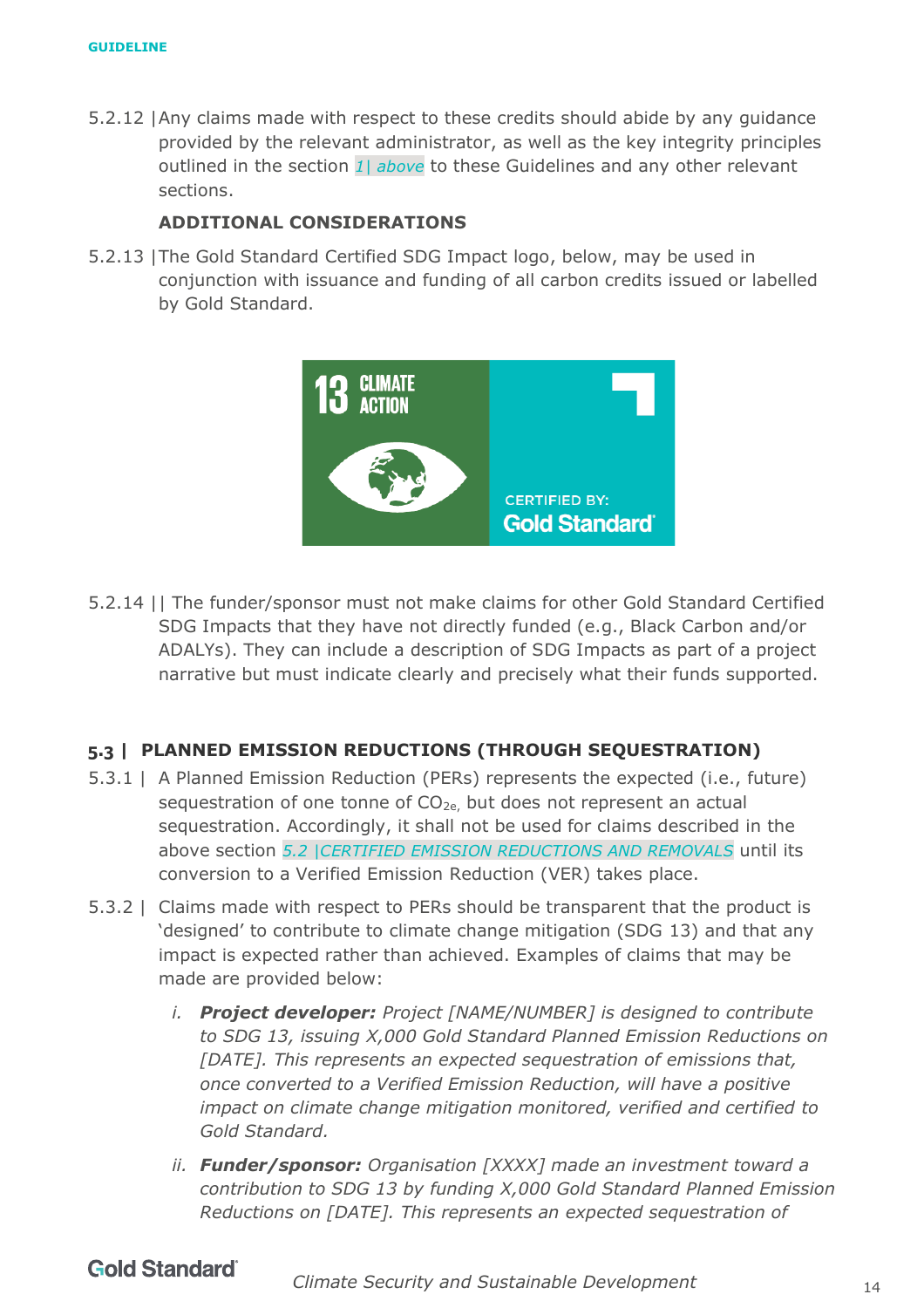5.2.12 | Any claims made with respect to these credits should abide by any guidance provided by the relevant administrator, as well as the key integrity principles outlined in the section *1| above* to these Guidelines and any other relevant sections.

**ADDITIONAL CONSIDERATIONS**

5.2.13 | The Gold Standard Certified SDG Impact logo, below, may be used in conjunction with issuance and funding of all carbon credits issued or labelled by Gold Standard.

5.2.14 || The funder/sponsor must not make claims for other Gold Standard Certified SDG Impacts that they have not directly funded (e.g., Black Carbon and/or ADALYs). They can include a description of SDG Impacts as part of a project narrative but must indicate clearly and precisely what their funds supported.

## 5.3 | PLANNED EMISSION REDUCTIONS (THROUGH SEQUESTRATION)

5.3.1 | A Planned Emission Reduction (PERs) represents the expected (i.e., future) sequestration of one tonne of $CO_{2e}$, but does not represent an actual sequestration. Accordingly, it shall not be used for claims described in the above section *5.2 |CERTIFIED EMISSION REDUCTIONS AND REMOVALS* until its conversion to a Verified Emission Reduction (VER) takes place.

5.3.2 | Claims made with respect to PERs should be transparent that the product is 'designed' to contribute to climate change mitigation (SDG 13) and that any impact is expected rather than achieved. Examples of claims that may be made are provided below:

i. ***Project developer:*** *Project [NAME/NUMBER] is designed to contribute to SDG 13, issuing X,000 Gold Standard Planned Emission Reductions on [DATE]. This represents an expected sequestration of emissions that, once converted to a Verified Emission Reduction, will have a positive impact on climate change mitigation monitored, verified and certified to Gold Standard.*

ii. ***Funder/sponsor:*** *Organisation [XXXX] made an investment toward a contribution to SDG 13 by funding X,000 Gold Standard Planned Emission Reductions on [DATE]. This represents an expected sequestration of*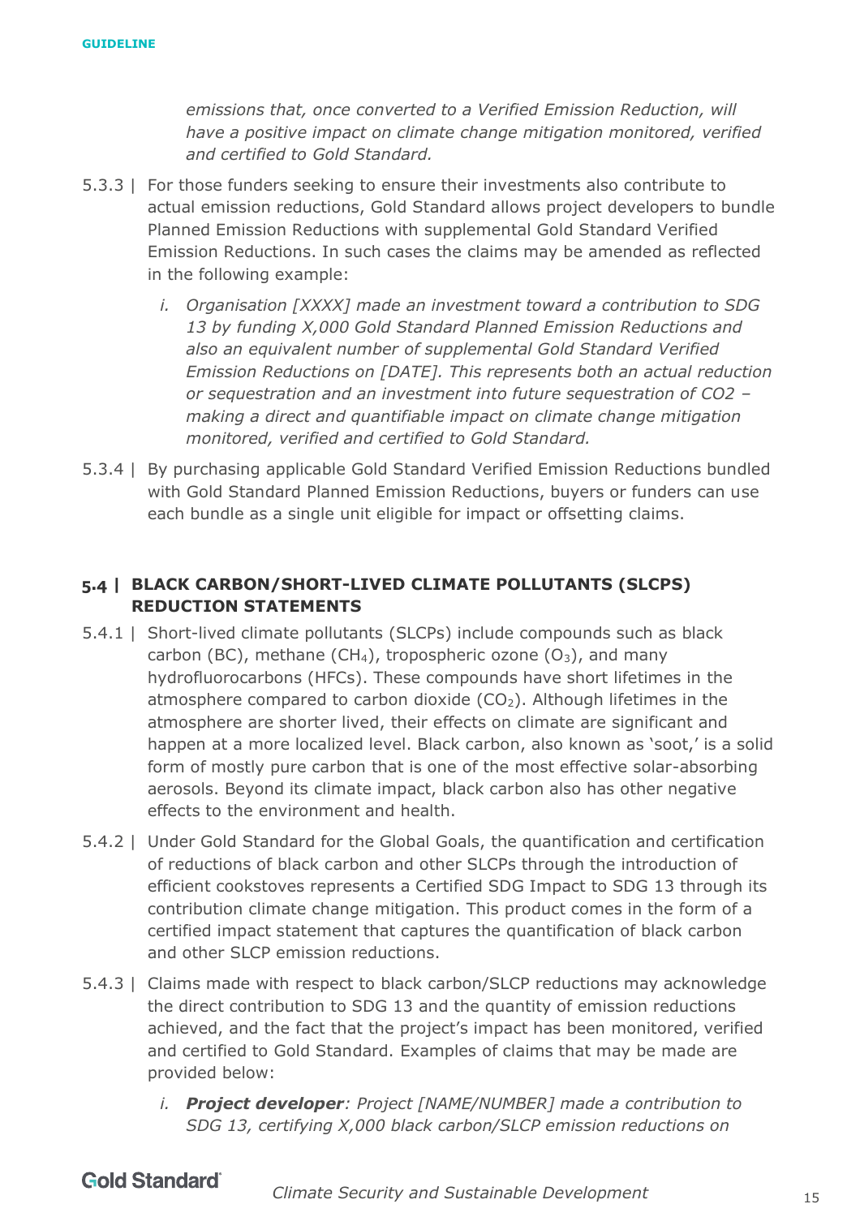*emissions that, once converted to a Verified Emission Reduction, will have a positive impact on climate change mitigation monitored, verified and certified to Gold Standard.*

5.3.3 | For those funders seeking to ensure their investments also contribute to actual emission reductions, Gold Standard allows project developers to bundle Planned Emission Reductions with supplemental Gold Standard Verified Emission Reductions. In such cases the claims may be amended as reflected in the following example:

*i. Organisation [XXXX] made an investment toward a contribution to SDG 13 by funding X,000 Gold Standard Planned Emission Reductions and also an equivalent number of supplemental Gold Standard Verified Emission Reductions on [DATE]. This represents both an actual reduction or sequestration and an investment into future sequestration of CO2 – making a direct and quantifiable impact on climate change mitigation monitored, verified and certified to Gold Standard.*

5.3.4 | By purchasing applicable Gold Standard Verified Emission Reductions bundled with Gold Standard Planned Emission Reductions, buyers or funders can use each bundle as a single unit eligible for impact or offsetting claims.

## 5.4 | BLACK CARBON/SHORT-LIVED CLIMATE POLLUTANTS (SLCPS) REDUCTION STATEMENTS

5.4.1 | Short-lived climate pollutants (SLCPs) include compounds such as black carbon (BC), methane ($CH_4$), tropospheric ozone ($O_3$), and many hydrofluorocarbons (HFCs). These compounds have short lifetimes in the atmosphere compared to carbon dioxide ($CO_2$). Although lifetimes in the atmosphere are shorter lived, their effects on climate are significant and happen at a more localized level. Black carbon, also known as 'soot,' is a solid form of mostly pure carbon that is one of the most effective solar-absorbing aerosols. Beyond its climate impact, black carbon also has other negative effects to the environment and health.

5.4.2 | Under Gold Standard for the Global Goals, the quantification and certification of reductions of black carbon and other SLCPs through the introduction of efficient cookstoves represents a Certified SDG Impact to SDG 13 through its contribution climate change mitigation. This product comes in the form of a certified impact statement that captures the quantification of black carbon and other SLCP emission reductions.

5.4.3 | Claims made with respect to black carbon/SLCP reductions may acknowledge the direct contribution to SDG 13 and the quantity of emission reductions achieved, and the fact that the project's impact has been monitored, verified and certified to Gold Standard. Examples of claims that may be made are provided below:

*i. **Project developer**: Project [NAME/NUMBER] made a contribution to SDG 13, certifying X,000 black carbon/SLCP emission reductions on*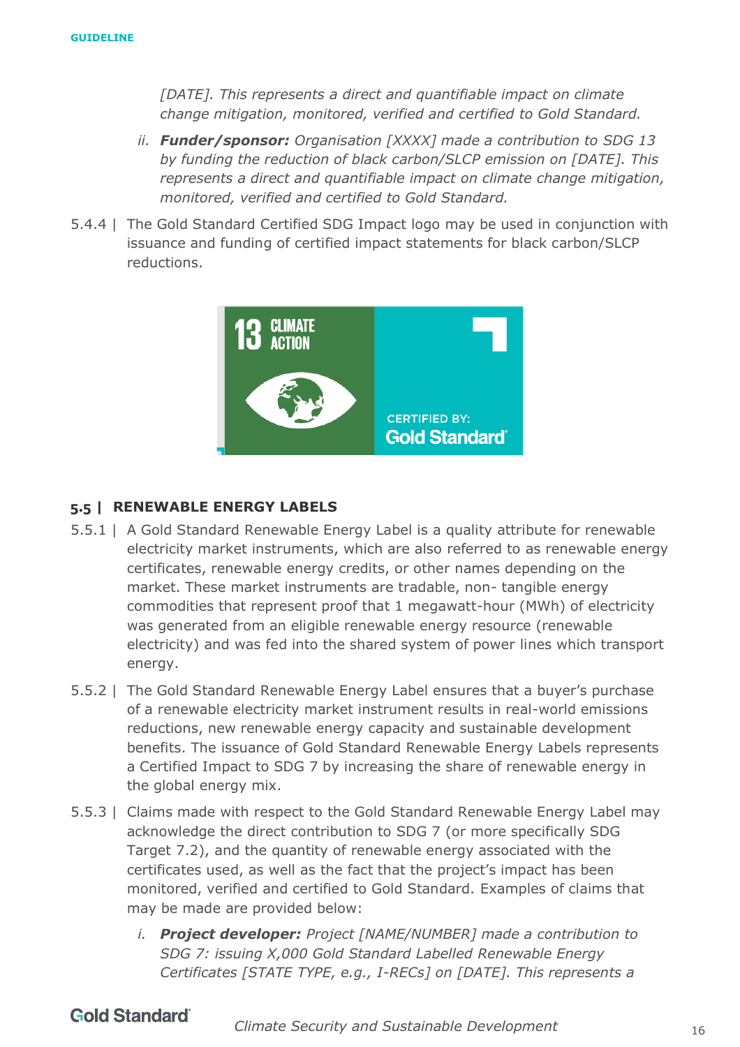*[DATE]. This represents a direct and quantifiable impact on climate change mitigation, monitored, verified and certified to Gold Standard.*

ii. ***Funder/sponsor:*** *Organisation [XXXX] made a contribution to SDG 13 by funding the reduction of black carbon/SLCP emission on [DATE]. This represents a direct and quantifiable impact on climate change mitigation, monitored, verified and certified to Gold Standard.*

5.4.4 | The Gold Standard Certified SDG Impact logo may be used in conjunction with issuance and funding of certified impact statements for black carbon/SLCP reductions.

## 5.5 | RENEWABLE ENERGY LABELS

5.5.1 | A Gold Standard Renewable Energy Label is a quality attribute for renewable electricity market instruments, which are also referred to as renewable energy certificates, renewable energy credits, or other names depending on the market. These market instruments are tradable, non- tangible energy commodities that represent proof that 1 megawatt-hour (MWh) of electricity was generated from an eligible renewable energy resource (renewable electricity) and was fed into the shared system of power lines which transport energy.

5.5.2 | The Gold Standard Renewable Energy Label ensures that a buyer's purchase of a renewable electricity market instrument results in real-world emissions reductions, new renewable energy capacity and sustainable development benefits. The issuance of Gold Standard Renewable Energy Labels represents a Certified Impact to SDG 7 by increasing the share of renewable energy in the global energy mix.

5.5.3 | Claims made with respect to the Gold Standard Renewable Energy Label may acknowledge the direct contribution to SDG 7 (or more specifically SDG Target 7.2), and the quantity of renewable energy associated with the certificates used, as well as the fact that the project's impact has been monitored, verified and certified to Gold Standard. Examples of claims that may be made are provided below:

i. ***Project developer:*** *Project [NAME/NUMBER] made a contribution to SDG 7: issuing X,000 Gold Standard Labelled Renewable Energy Certificates [STATE TYPE, e.g., I-RECs] on [DATE]. This represents a*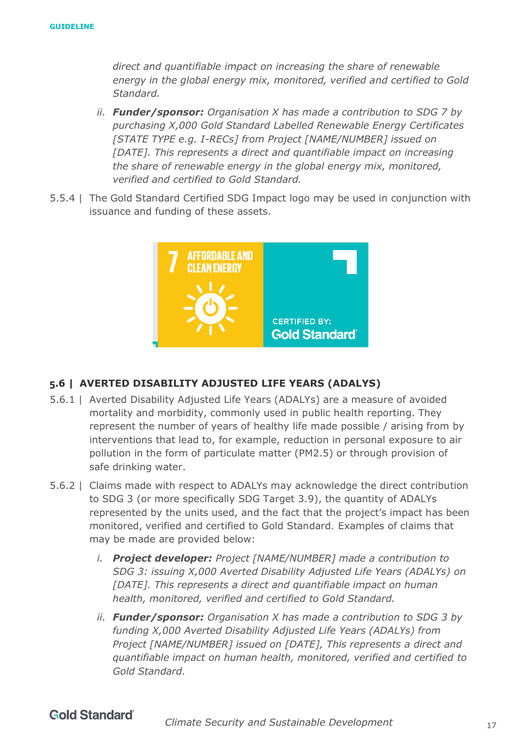*direct and quantifiable impact on increasing the share of renewable energy in the global energy mix, monitored, verified and certified to Gold Standard.*

ii. ***Funder/sponsor:*** *Organisation X has made a contribution to SDG 7 by purchasing X,000 Gold Standard Labelled Renewable Energy Certificates [STATE TYPE e.g. I-RECs] from Project [NAME/NUMBER] issued on [DATE]. This represents a direct and quantifiable impact on increasing the share of renewable energy in the global energy mix, monitored, verified and certified to Gold Standard.*

5.5.4 | The Gold Standard Certified SDG Impact logo may be used in conjunction with issuance and funding of these assets.

## 5.6 | AVERTED DISABILITY ADJUSTED LIFE YEARS (ADALYS)

5.6.1 | Averted Disability Adjusted Life Years (ADALYs) are a measure of avoided mortality and morbidity, commonly used in public health reporting. They represent the number of years of healthy life made possible / arising from by interventions that lead to, for example, reduction in personal exposure to air pollution in the form of particulate matter (PM2.5) or through provision of safe drinking water.

5.6.2 | Claims made with respect to ADALYs may acknowledge the direct contribution to SDG 3 (or more specifically SDG Target 3.9), the quantity of ADALYs represented by the units used, and the fact that the project's impact has been monitored, verified and certified to Gold Standard. Examples of claims that may be made are provided below:

i. ***Project developer:*** *Project [NAME/NUMBER] made a contribution to SDG 3: issuing X,000 Averted Disability Adjusted Life Years (ADALYs) on [DATE]. This represents a direct and quantifiable impact on human health, monitored, verified and certified to Gold Standard.*

ii. ***Funder/sponsor:*** *Organisation X has made a contribution to SDG 3 by funding X,000 Averted Disability Adjusted Life Years (ADALYs) from Project [NAME/NUMBER] issued on [DATE], This represents a direct and quantifiable impact on human health, monitored, verified and certified to Gold Standard.*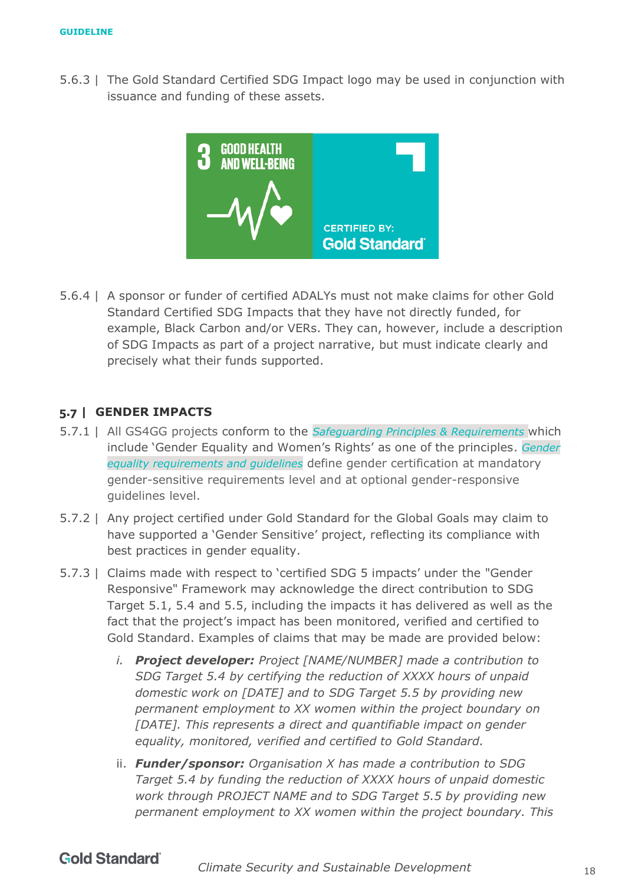5.6.3 | The Gold Standard Certified SDG Impact logo may be used in conjunction with issuance and funding of these assets.

5.6.4 | A sponsor or funder of certified ADALYs must not make claims for other Gold Standard Certified SDG Impacts that they have not directly funded, for example, Black Carbon and/or VERs. They can, however, include a description of SDG Impacts as part of a project narrative, but must indicate clearly and precisely what their funds supported.

## 5.7 | GENDER IMPACTS

5.7.1 | All GS4GG projects conform to the *Safeguarding Principles & Requirements* which include 'Gender Equality and Women's Rights' as one of the principles. *Gender equality requirements and guidelines* define gender certification at mandatory gender-sensitive requirements level and at optional gender-responsive guidelines level.

5.7.2 | Any project certified under Gold Standard for the Global Goals may claim to have supported a 'Gender Sensitive' project, reflecting its compliance with best practices in gender equality.

5.7.3 | Claims made with respect to 'certified SDG 5 impacts' under the "Gender Responsive" Framework may acknowledge the direct contribution to SDG Target 5.1, 5.4 and 5.5, including the impacts it has delivered as well as the fact that the project's impact has been monitored, verified and certified to Gold Standard. Examples of claims that may be made are provided below:

i. ***Project developer:*** *Project [NAME/NUMBER] made a contribution to SDG Target 5.4 by certifying the reduction of XXXX hours of unpaid domestic work on [DATE] and to SDG Target 5.5 by providing new permanent employment to XX women within the project boundary on [DATE]. This represents a direct and quantifiable impact on gender equality, monitored, verified and certified to Gold Standard.*

ii. ***Funder/sponsor:*** *Organisation X has made a contribution to SDG Target 5.4 by funding the reduction of XXXX hours of unpaid domestic work through PROJECT NAME and to SDG Target 5.5 by providing new permanent employment to XX women within the project boundary. This*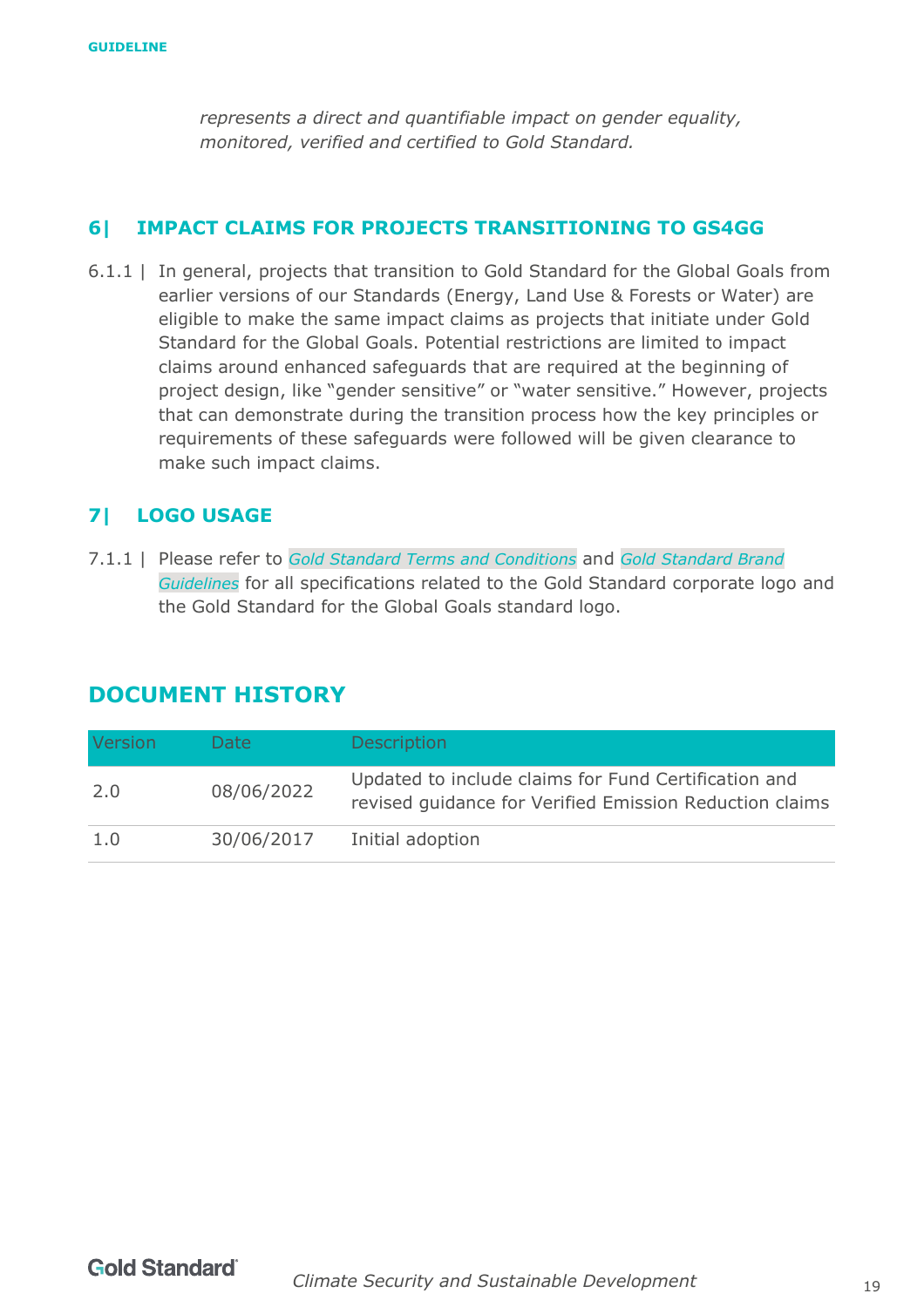*represents a direct and quantifiable impact on gender equality, monitored, verified and certified to Gold Standard.*

## 6| IMPACT CLAIMS FOR PROJECTS TRANSITIONING TO GS4GG

6.1.1 | In general, projects that transition to Gold Standard for the Global Goals from earlier versions of our Standards (Energy, Land Use & Forests or Water) are eligible to make the same impact claims as projects that initiate under Gold Standard for the Global Goals. Potential restrictions are limited to impact claims around enhanced safeguards that are required at the beginning of project design, like "gender sensitive" or "water sensitive." However, projects that can demonstrate during the transition process how the key principles or requirements of these safeguards were followed will be given clearance to make such impact claims.

## 7| LOGO USAGE

7.1.1 | Please refer to *Gold Standard Terms and Conditions* and *Gold Standard Brand Guidelines* for all specifications related to the Gold Standard corporate logo and the Gold Standard for the Global Goals standard logo.

# DOCUMENT HISTORY

| Version | Date | Description |
|---|---|---|
| 2.0 | 08/06/2022 | Updated to include claims for Fund Certification and revised guidance for Verified Emission Reduction claims |
| 1.0 | 30/06/2017 | Initial adoption |